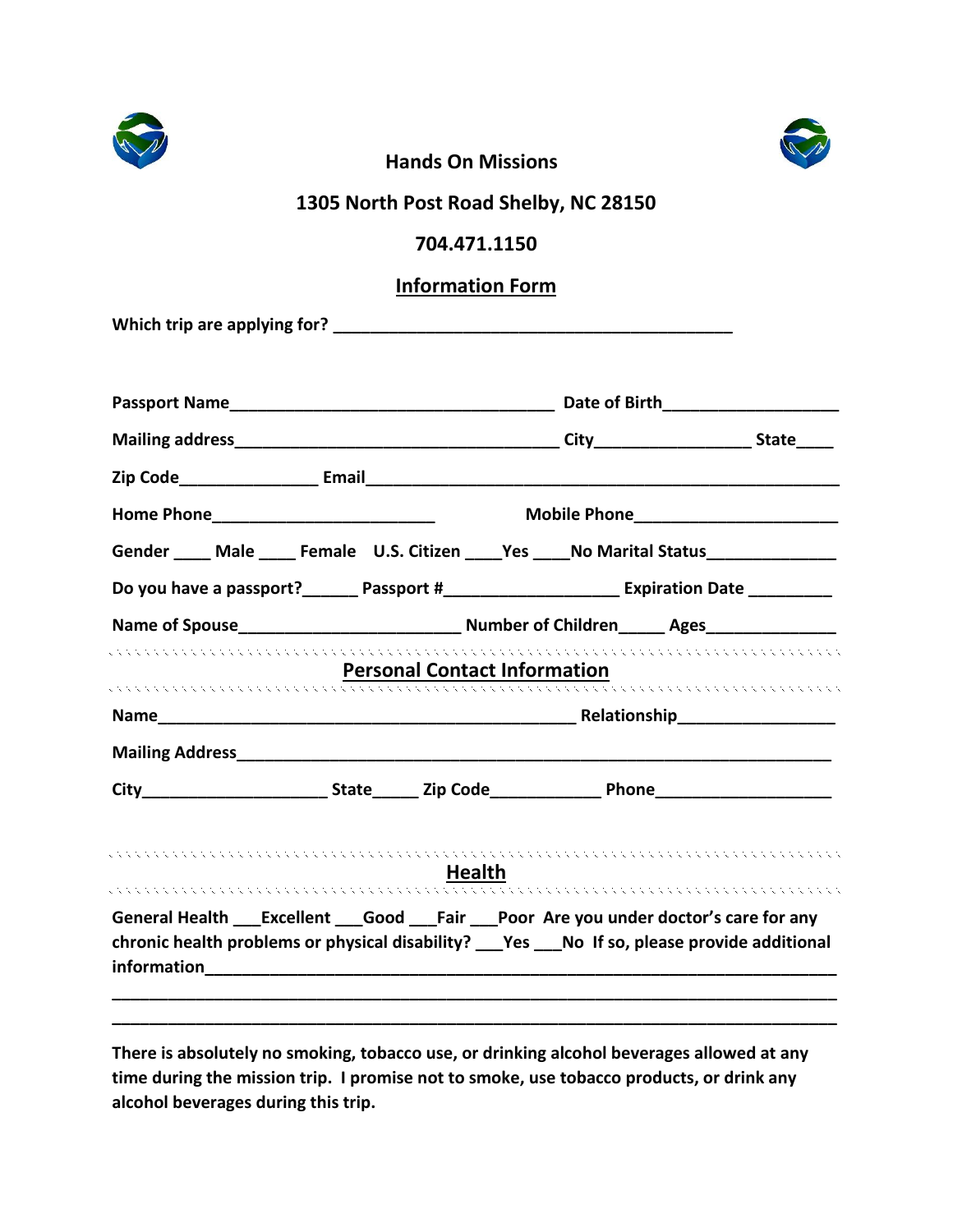# Hands On Missions

**1305 North Post Road Shelby, NC 28150**

**704.471.1150**

## Information Form

**Which trip are applying for? ____________________________________________**

**Passport Name____________________________________ Date of Birth__________________**

**Mailing address____________________________________ City_________________ State____**

**Zip Code_______________ Email____________________________________________________**

**Home Phone________________________ Mobile Phone______________________**

**Gender ____ Male ____ Female U.S. Citizen ____Yes ____No Marital Status______________**

**Do you have a passport?______ Passport #__________________ Expiration Date _________**

**Name of Spouse________________________ Number of Children_____ Ages______________**

## Personal Contact Information

**Name______________________________________________ Relationship_________________**

**Mailing Address_______________________________________________________________**

**City____________________ State_____ Zip Code____________ Phone___________________**

## Health

**General Health ___Excellent ___Good ___Fair ___Poor Are you under doctor's care for any chronic health problems or physical disability? ___Yes ___No If so, please provide additional information_______________________________________________________________________**

**_____________________________________________________________________________**

**_____________________________________________________________________________**

**There is absolutely no smoking, tobacco use, or drinking alcohol beverages allowed at any time during the mission trip. I promise not to smoke, use tobacco products, or drink any alcohol beverages during this trip.**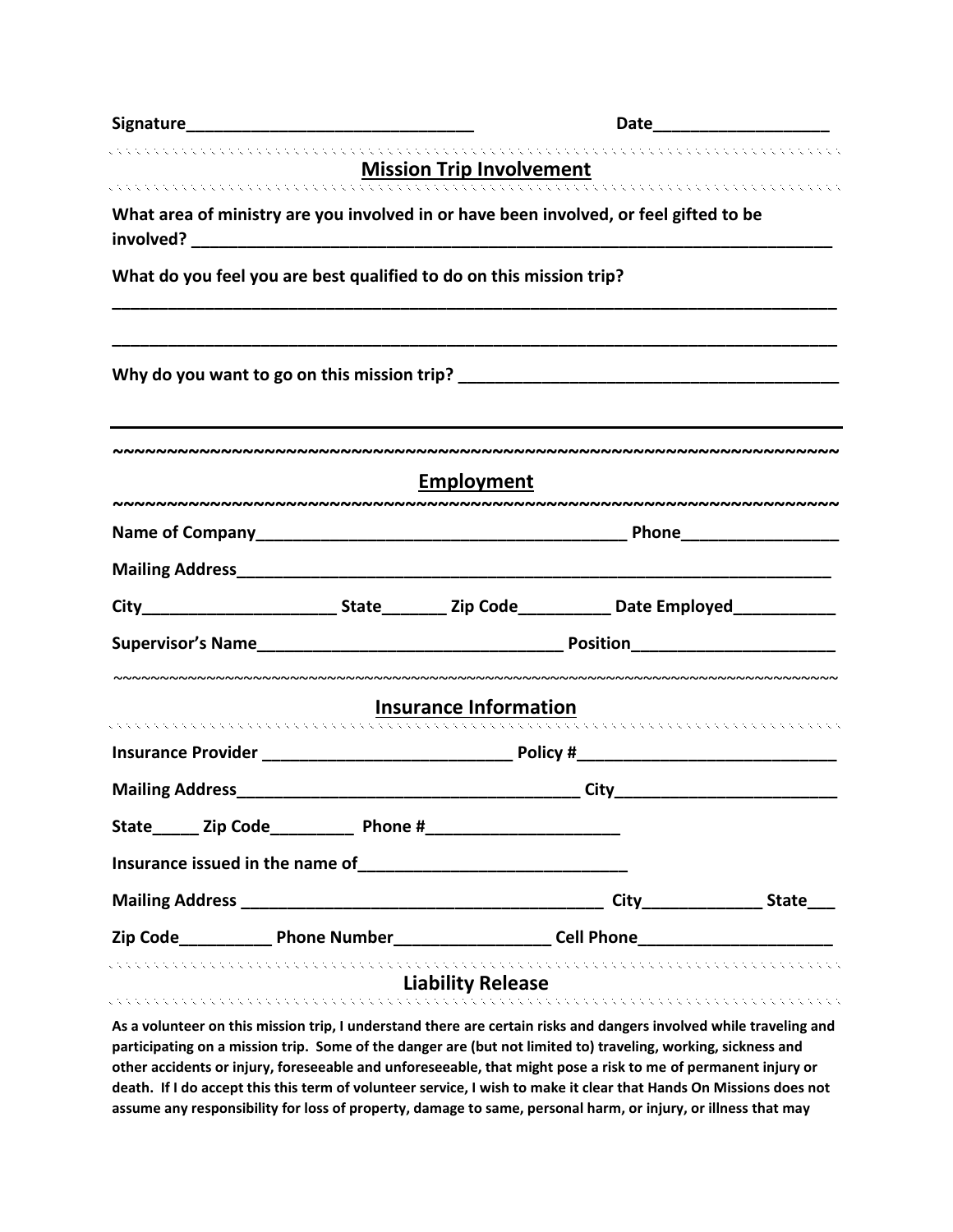Signature_______________________________ Date___________________

## Mission Trip Involvement

What area of ministry are you involved in or have been involved, or feel gifted to be involved? ___________________________________________________________________________

What do you feel you are best qualified to do on this mission trip?

___________________________________________________________________________

___________________________________________________________________________

Why do you want to go on this mission trip? ________________________________________

___________________________________________________________________________

## Employment

Name of Company________________________________________ Phone_________________

Mailing Address____________________________________________________________________

City_____________________ State_______ Zip Code__________ Date Employed___________

Supervisor's Name_________________________________ Position______________________

## Insurance Information

Insurance Provider ___________________________ Policy #____________________________

Mailing Address______________________________________ City________________________

State_____ Zip Code_________ Phone #_____________________

Insurance issued in the name of_____________________________

Mailing Address _______________________________________ City_____________ State___

Zip Code__________ Phone Number________________ Cell Phone_____________________

## Liability Release

**As a volunteer on this mission trip, I understand there are certain risks and dangers involved while traveling and participating on a mission trip. Some of the danger are (but not limited to) traveling, working, sickness and other accidents or injury, foreseeable and unforeseeable, that might pose a risk to me of permanent injury or death. If I do accept this this term of volunteer service, I wish to make it clear that Hands On Missions does not assume any responsibility for loss of property, damage to same, personal harm, or injury, or illness that may**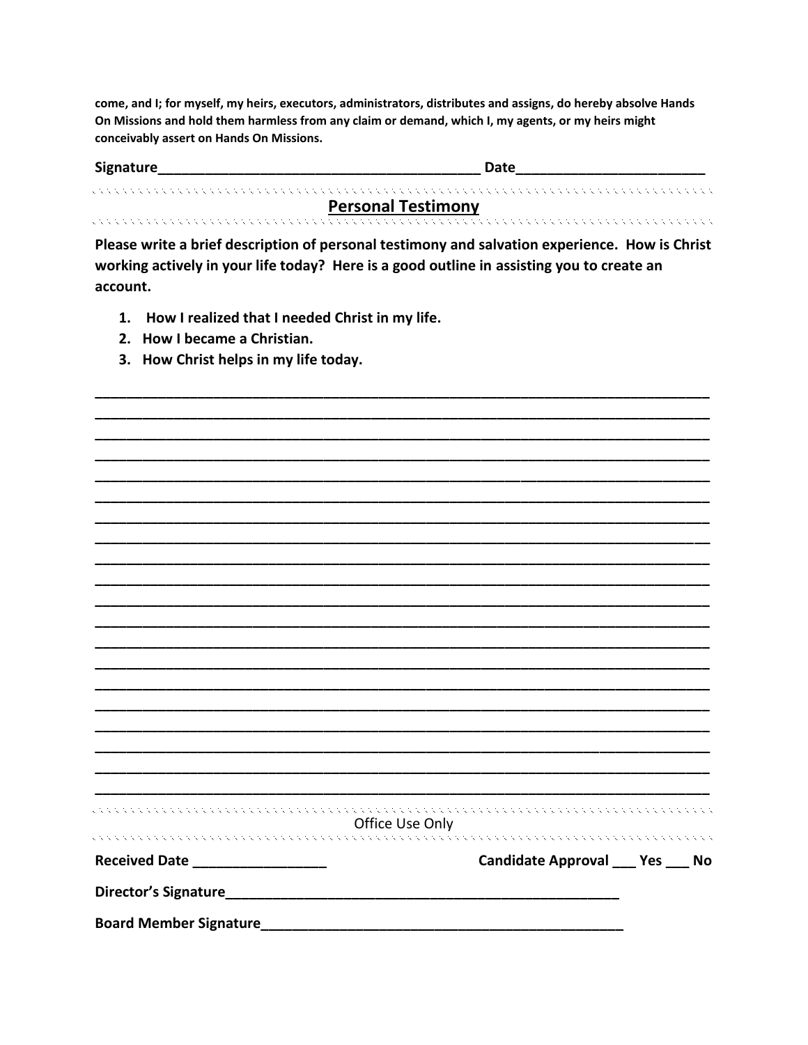**come, and I; for myself, my heirs, executors, administrators, distributes and assigns, do hereby absolve Hands On Missions and hold them harmless from any claim or demand, which I, my agents, or my heirs might conceivably assert on Hands On Missions.**

**Signature\_\_\_\_\_\_\_\_\_\_\_\_\_\_\_\_\_\_\_\_\_\_\_\_\_\_\_\_\_\_\_\_\_\_\_\_\_\_\_\_ Date\_\_\_\_\_\_\_\_\_\_\_\_\_\_\_\_\_\_\_\_\_\_\_\_**

## Personal Testimony

**Please write a brief description of personal testimony and salvation experience. How is Christ working actively in your life today? Here is a good outline in assisting you to create an account.**

1. **How I realized that I needed Christ in my life.**
2. **How I became a Christian.**
3. **How Christ helps in my life today.**

\_\_\_\_\_\_\_\_\_\_\_\_\_\_\_\_\_\_\_\_\_\_\_\_\_\_\_\_\_\_\_\_\_\_\_\_\_\_\_\_\_\_\_\_\_\_\_\_\_\_\_\_\_\_\_\_\_\_\_\_\_\_\_\_\_\_\_\_\_\_\_\_\_\_\_\_\_\_

\_\_\_\_\_\_\_\_\_\_\_\_\_\_\_\_\_\_\_\_\_\_\_\_\_\_\_\_\_\_\_\_\_\_\_\_\_\_\_\_\_\_\_\_\_\_\_\_\_\_\_\_\_\_\_\_\_\_\_\_\_\_\_\_\_\_\_\_\_\_\_\_\_\_\_\_\_\_

\_\_\_\_\_\_\_\_\_\_\_\_\_\_\_\_\_\_\_\_\_\_\_\_\_\_\_\_\_\_\_\_\_\_\_\_\_\_\_\_\_\_\_\_\_\_\_\_\_\_\_\_\_\_\_\_\_\_\_\_\_\_\_\_\_\_\_\_\_\_\_\_\_\_\_\_\_\_

\_\_\_\_\_\_\_\_\_\_\_\_\_\_\_\_\_\_\_\_\_\_\_\_\_\_\_\_\_\_\_\_\_\_\_\_\_\_\_\_\_\_\_\_\_\_\_\_\_\_\_\_\_\_\_\_\_\_\_\_\_\_\_\_\_\_\_\_\_\_\_\_\_\_\_\_\_\_

\_\_\_\_\_\_\_\_\_\_\_\_\_\_\_\_\_\_\_\_\_\_\_\_\_\_\_\_\_\_\_\_\_\_\_\_\_\_\_\_\_\_\_\_\_\_\_\_\_\_\_\_\_\_\_\_\_\_\_\_\_\_\_\_\_\_\_\_\_\_\_\_\_\_\_\_\_\_

\_\_\_\_\_\_\_\_\_\_\_\_\_\_\_\_\_\_\_\_\_\_\_\_\_\_\_\_\_\_\_\_\_\_\_\_\_\_\_\_\_\_\_\_\_\_\_\_\_\_\_\_\_\_\_\_\_\_\_\_\_\_\_\_\_\_\_\_\_\_\_\_\_\_\_\_\_\_

\_\_\_\_\_\_\_\_\_\_\_\_\_\_\_\_\_\_\_\_\_\_\_\_\_\_\_\_\_\_\_\_\_\_\_\_\_\_\_\_\_\_\_\_\_\_\_\_\_\_\_\_\_\_\_\_\_\_\_\_\_\_\_\_\_\_\_\_\_\_\_\_\_\_\_\_\_\_

\_\_\_\_\_\_\_\_\_\_\_\_\_\_\_\_\_\_\_\_\_\_\_\_\_\_\_\_\_\_\_\_\_\_\_\_\_\_\_\_\_\_\_\_\_\_\_\_\_\_\_\_\_\_\_\_\_\_\_\_\_\_\_\_\_\_\_\_\_\_\_\_\_\_\_\_\_\_

\_\_\_\_\_\_\_\_\_\_\_\_\_\_\_\_\_\_\_\_\_\_\_\_\_\_\_\_\_\_\_\_\_\_\_\_\_\_\_\_\_\_\_\_\_\_\_\_\_\_\_\_\_\_\_\_\_\_\_\_\_\_\_\_\_\_\_\_\_\_\_\_\_\_\_\_\_\_

\_\_\_\_\_\_\_\_\_\_\_\_\_\_\_\_\_\_\_\_\_\_\_\_\_\_\_\_\_\_\_\_\_\_\_\_\_\_\_\_\_\_\_\_\_\_\_\_\_\_\_\_\_\_\_\_\_\_\_\_\_\_\_\_\_\_\_\_\_\_\_\_\_\_\_\_\_\_

\_\_\_\_\_\_\_\_\_\_\_\_\_\_\_\_\_\_\_\_\_\_\_\_\_\_\_\_\_\_\_\_\_\_\_\_\_\_\_\_\_\_\_\_\_\_\_\_\_\_\_\_\_\_\_\_\_\_\_\_\_\_\_\_\_\_\_\_\_\_\_\_\_\_\_\_\_\_

\_\_\_\_\_\_\_\_\_\_\_\_\_\_\_\_\_\_\_\_\_\_\_\_\_\_\_\_\_\_\_\_\_\_\_\_\_\_\_\_\_\_\_\_\_\_\_\_\_\_\_\_\_\_\_\_\_\_\_\_\_\_\_\_\_\_\_\_\_\_\_\_\_\_\_\_\_\_

\_\_\_\_\_\_\_\_\_\_\_\_\_\_\_\_\_\_\_\_\_\_\_\_\_\_\_\_\_\_\_\_\_\_\_\_\_\_\_\_\_\_\_\_\_\_\_\_\_\_\_\_\_\_\_\_\_\_\_\_\_\_\_\_\_\_\_\_\_\_\_\_\_\_\_\_\_\_

\_\_\_\_\_\_\_\_\_\_\_\_\_\_\_\_\_\_\_\_\_\_\_\_\_\_\_\_\_\_\_\_\_\_\_\_\_\_\_\_\_\_\_\_\_\_\_\_\_\_\_\_\_\_\_\_\_\_\_\_\_\_\_\_\_\_\_\_\_\_\_\_\_\_\_\_\_\_

\_\_\_\_\_\_\_\_\_\_\_\_\_\_\_\_\_\_\_\_\_\_\_\_\_\_\_\_\_\_\_\_\_\_\_\_\_\_\_\_\_\_\_\_\_\_\_\_\_\_\_\_\_\_\_\_\_\_\_\_\_\_\_\_\_\_\_\_\_\_\_\_\_\_\_\_\_\_

\_\_\_\_\_\_\_\_\_\_\_\_\_\_\_\_\_\_\_\_\_\_\_\_\_\_\_\_\_\_\_\_\_\_\_\_\_\_\_\_\_\_\_\_\_\_\_\_\_\_\_\_\_\_\_\_\_\_\_\_\_\_\_\_\_\_\_\_\_\_\_\_\_\_\_\_\_\_

\_\_\_\_\_\_\_\_\_\_\_\_\_\_\_\_\_\_\_\_\_\_\_\_\_\_\_\_\_\_\_\_\_\_\_\_\_\_\_\_\_\_\_\_\_\_\_\_\_\_\_\_\_\_\_\_\_\_\_\_\_\_\_\_\_\_\_\_\_\_\_\_\_\_\_\_\_\_

\_\_\_\_\_\_\_\_\_\_\_\_\_\_\_\_\_\_\_\_\_\_\_\_\_\_\_\_\_\_\_\_\_\_\_\_\_\_\_\_\_\_\_\_\_\_\_\_\_\_\_\_\_\_\_\_\_\_\_\_\_\_\_\_\_\_\_\_\_\_\_\_\_\_\_\_\_\_

\_\_\_\_\_\_\_\_\_\_\_\_\_\_\_\_\_\_\_\_\_\_\_\_\_\_\_\_\_\_\_\_\_\_\_\_\_\_\_\_\_\_\_\_\_\_\_\_\_\_\_\_\_\_\_\_\_\_\_\_\_\_\_\_\_\_\_\_\_\_\_\_\_\_\_\_\_\_

\_\_\_\_\_\_\_\_\_\_\_\_\_\_\_\_\_\_\_\_\_\_\_\_\_\_\_\_\_\_\_\_\_\_\_\_\_\_\_\_\_\_\_\_\_\_\_\_\_\_\_\_\_\_\_\_\_\_\_\_\_\_\_\_\_\_\_\_\_\_\_\_\_\_\_\_\_\_

\_\_\_\_\_\_\_\_\_\_\_\_\_\_\_\_\_\_\_\_\_\_\_\_\_\_\_\_\_\_\_\_\_\_\_\_\_\_\_\_\_\_\_\_\_\_\_\_\_\_\_\_\_\_\_\_\_\_\_\_\_\_\_\_\_\_\_\_\_\_\_\_\_\_\_\_\_\_

Office Use Only

**Received Date \_\_\_\_\_\_\_\_\_\_\_\_\_\_\_\_\_** **Candidate Approval \_\_\_ Yes \_\_\_ No**

**Director's Signature\_\_\_\_\_\_\_\_\_\_\_\_\_\_\_\_\_\_\_\_\_\_\_\_\_\_\_\_\_\_\_\_\_\_\_\_\_\_\_\_\_\_\_\_\_\_\_\_\_\_\_\_**

**Board Member Signature\_\_\_\_\_\_\_\_\_\_\_\_\_\_\_\_\_\_\_\_\_\_\_\_\_\_\_\_\_\_\_\_\_\_\_\_\_\_\_\_\_\_\_\_\_\_\_\_\_\_**